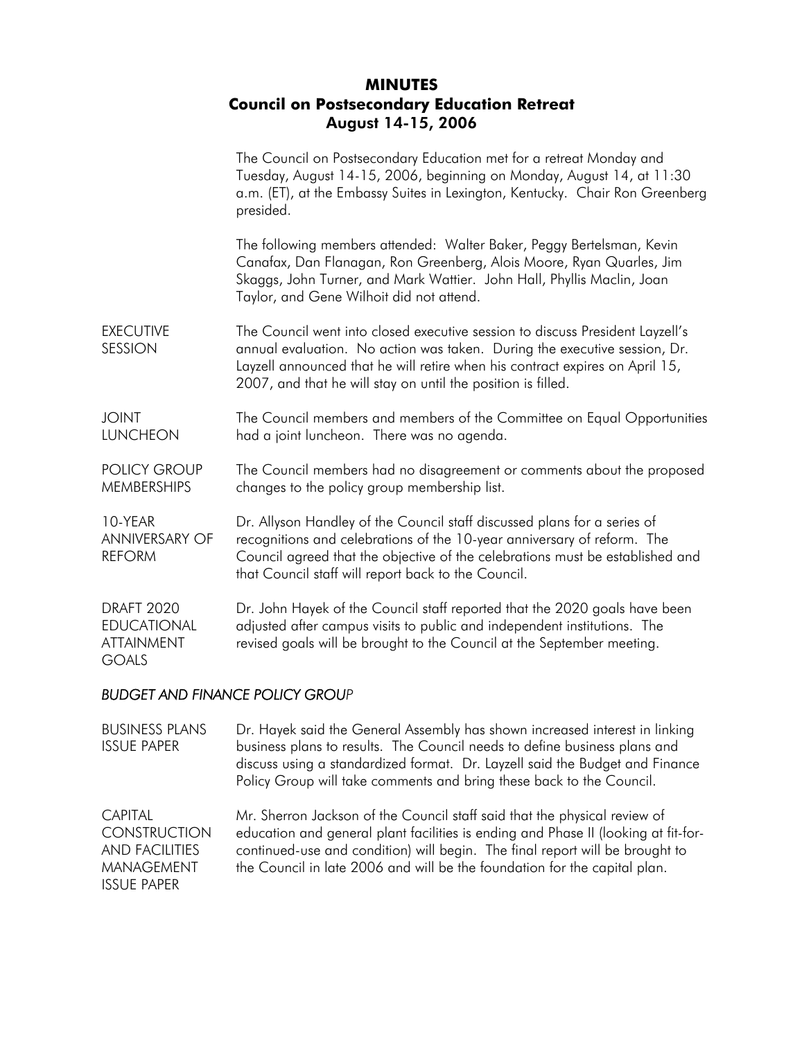# MINUTES
## Council on Postsecondary Education Retreat
### August 14-15, 2006

The Council on Postsecondary Education met for a retreat Monday and Tuesday, August 14-15, 2006, beginning on Monday, August 14, at 11:30 a.m. (ET), at the Embassy Suites in Lexington, Kentucky. Chair Ron Greenberg presided.

The following members attended: Walter Baker, Peggy Bertelsman, Kevin Canafax, Dan Flanagan, Ron Greenberg, Alois Moore, Ryan Quarles, Jim Skaggs, John Turner, and Mark Wattier. John Hall, Phyllis Maclin, Joan Taylor, and Gene Wilhoit did not attend.

**EXECUTIVE SESSION**

The Council went into closed executive session to discuss President Layzell's annual evaluation. No action was taken. During the executive session, Dr. Layzell announced that he will retire when his contract expires on April 15, 2007, and that he will stay on until the position is filled.

**JOINT LUNCHEON**

The Council members and members of the Committee on Equal Opportunities had a joint luncheon. There was no agenda.

**POLICY GROUP MEMBERSHIPS**

The Council members had no disagreement or comments about the proposed changes to the policy group membership list.

**10-YEAR ANNIVERSARY OF REFORM**

Dr. Allyson Handley of the Council staff discussed plans for a series of recognitions and celebrations of the 10-year anniversary of reform. The Council agreed that the objective of the celebrations must be established and that Council staff will report back to the Council.

**DRAFT 2020 EDUCATIONAL ATTAINMENT GOALS**

Dr. John Hayek of the Council staff reported that the 2020 goals have been adjusted after campus visits to public and independent institutions. The revised goals will be brought to the Council at the September meeting.

## *BUDGET AND FINANCE POLICY GROUP*

**BUSINESS PLANS ISSUE PAPER**

Dr. Hayek said the General Assembly has shown increased interest in linking business plans to results. The Council needs to define business plans and discuss using a standardized format. Dr. Layzell said the Budget and Finance Policy Group will take comments and bring these back to the Council.

**CAPITAL CONSTRUCTION AND FACILITIES MANAGEMENT ISSUE PAPER**

Mr. Sherron Jackson of the Council staff said that the physical review of education and general plant facilities is ending and Phase II (looking at fit-for-continued-use and condition) will begin. The final report will be brought to the Council in late 2006 and will be the foundation for the capital plan.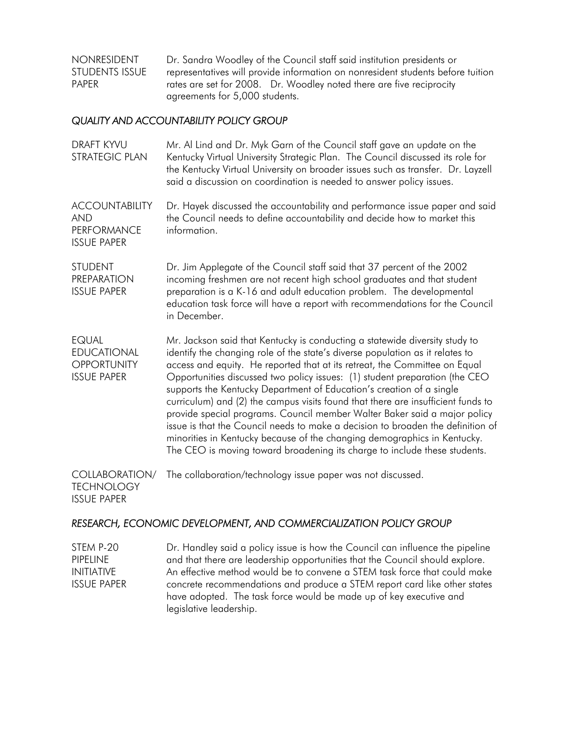**NONRESIDENT STUDENTS ISSUE PAPER**

Dr. Sandra Woodley of the Council staff said institution presidents or representatives will provide information on nonresident students before tuition rates are set for 2008. Dr. Woodley noted there are five reciprocity agreements for 5,000 students.

## *QUALITY AND ACCOUNTABILITY POLICY GROUP*

**DRAFT KYVU STRATEGIC PLAN**

Mr. Al Lind and Dr. Myk Garn of the Council staff gave an update on the Kentucky Virtual University Strategic Plan. The Council discussed its role for the Kentucky Virtual University on broader issues such as transfer. Dr. Layzell said a discussion on coordination is needed to answer policy issues.

**ACCOUNTABILITY AND PERFORMANCE ISSUE PAPER**

Dr. Hayek discussed the accountability and performance issue paper and said the Council needs to define accountability and decide how to market this information.

**STUDENT PREPARATION ISSUE PAPER**

Dr. Jim Applegate of the Council staff said that 37 percent of the 2002 incoming freshmen are not recent high school graduates and that student preparation is a K-16 and adult education problem. The developmental education task force will have a report with recommendations for the Council in December.

**EQUAL EDUCATIONAL OPPORTUNITY ISSUE PAPER**

Mr. Jackson said that Kentucky is conducting a statewide diversity study to identify the changing role of the state's diverse population as it relates to access and equity. He reported that at its retreat, the Committee on Equal Opportunities discussed two policy issues: (1) student preparation (the CEO supports the Kentucky Department of Education's creation of a single curriculum) and (2) the campus visits found that there are insufficient funds to provide special programs. Council member Walter Baker said a major policy issue is that the Council needs to make a decision to broaden the definition of minorities in Kentucky because of the changing demographics in Kentucky. The CEO is moving toward broadening its charge to include these students.

**COLLABORATION/ TECHNOLOGY ISSUE PAPER**

The collaboration/technology issue paper was not discussed.

## *RESEARCH, ECONOMIC DEVELOPMENT, AND COMMERCIALIZATION POLICY GROUP*

**STEM P-20 PIPELINE INITIATIVE ISSUE PAPER**

Dr. Handley said a policy issue is how the Council can influence the pipeline and that there are leadership opportunities that the Council should explore. An effective method would be to convene a STEM task force that could make concrete recommendations and produce a STEM report card like other states have adopted. The task force would be made up of key executive and legislative leadership.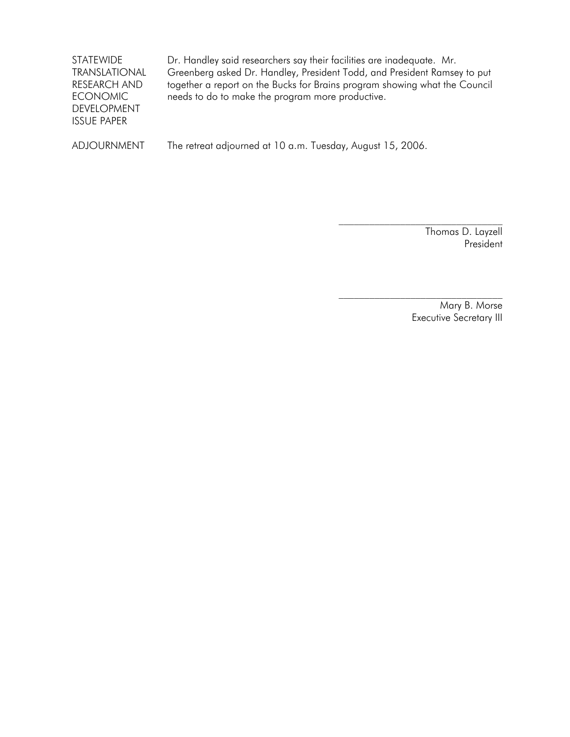**STATEWIDE TRANSLATIONAL RESEARCH AND ECONOMIC DEVELOPMENT ISSUE PAPER**

Dr. Handley said researchers say their facilities are inadequate. Mr. Greenberg asked Dr. Handley, President Todd, and President Ramsey to put together a report on the Bucks for Brains program showing what the Council needs to do to make the program more productive.

**ADJOURNMENT**

The retreat adjourned at 10 a.m. Tuesday, August 15, 2006.

\_\_\_\_\_\_\_\_\_\_\_\_\_\_\_\_\_\_\_\_\_\_\_\_\_\_\_\_\_\_\_\_
Thomas D. Layzell
President

\_\_\_\_\_\_\_\_\_\_\_\_\_\_\_\_\_\_\_\_\_\_\_\_\_\_\_\_\_\_\_\_
Mary B. Morse
Executive Secretary III